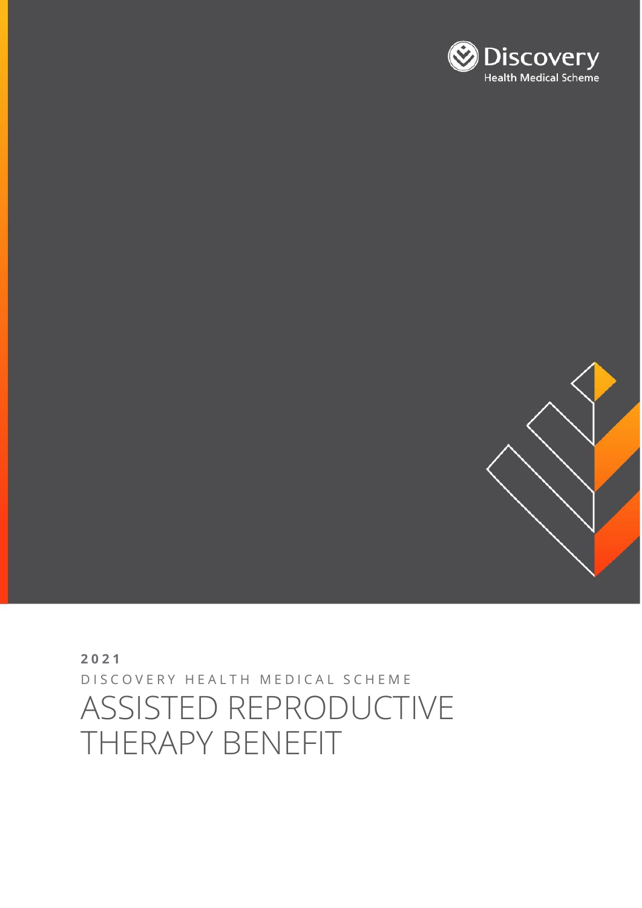Discovery
Health Medical Scheme

**2021**

DISCOVERY HEALTH MEDICAL SCHEME

# ASSISTED REPRODUCTIVE THERAPY BENEFIT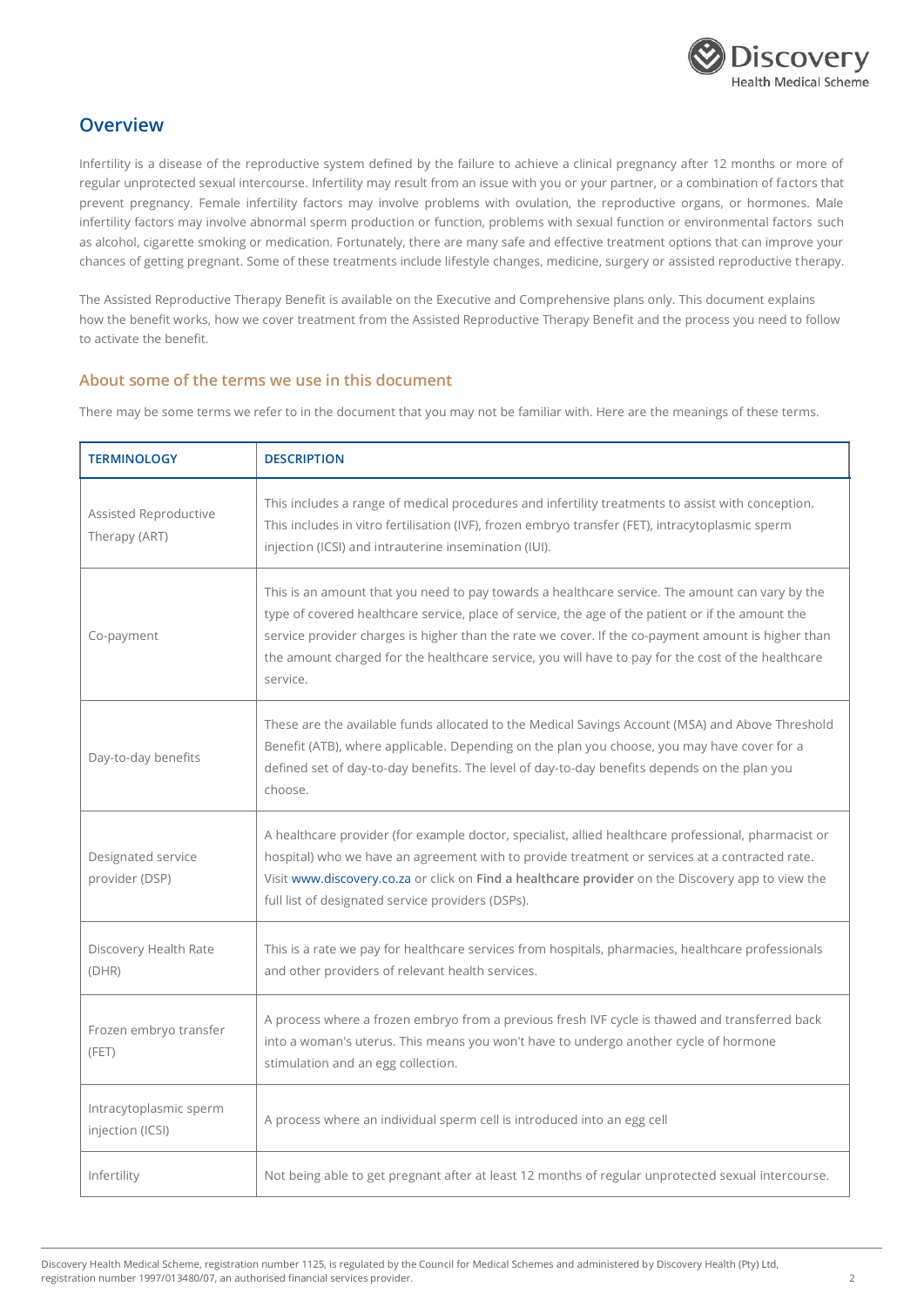## Overview

Infertility is a disease of the reproductive system defined by the failure to achieve a clinical pregnancy after 12 months or more of regular unprotected sexual intercourse. Infertility may result from an issue with you or your partner, or a combination of factors that prevent pregnancy. Female infertility factors may involve problems with ovulation, the reproductive organs, or hormones. Male infertility factors may involve abnormal sperm production or function, problems with sexual function or environmental factors such as alcohol, cigarette smoking or medication. Fortunately, there are many safe and effective treatment options that can improve your chances of getting pregnant. Some of these treatments include lifestyle changes, medicine, surgery or assisted reproductive therapy.

The Assisted Reproductive Therapy Benefit is available on the Executive and Comprehensive plans only. This document explains how the benefit works, how we cover treatment from the Assisted Reproductive Therapy Benefit and the process you need to follow to activate the benefit.

### About some of the terms we use in this document

There may be some terms we refer to in the document that you may not be familiar with. Here are the meanings of these terms.

| TERMINOLOGY | DESCRIPTION |
|---|---|
| Assisted Reproductive Therapy (ART) | This includes a range of medical procedures and infertility treatments to assist with conception. This includes in vitro fertilisation (IVF), frozen embryo transfer (FET), intracytoplasmic sperm injection (ICSI) and intrauterine insemination (IUI). |
| Co-payment | This is an amount that you need to pay towards a healthcare service. The amount can vary by the type of covered healthcare service, place of service, the age of the patient or if the amount the service provider charges is higher than the rate we cover. If the co-payment amount is higher than the amount charged for the healthcare service, you will have to pay for the cost of the healthcare service. |
| Day-to-day benefits | These are the available funds allocated to the Medical Savings Account (MSA) and Above Threshold Benefit (ATB), where applicable. Depending on the plan you choose, you may have cover for a defined set of day-to-day benefits. The level of day-to-day benefits depends on the plan you choose. |
| Designated service provider (DSP) | A healthcare provider (for example doctor, specialist, allied healthcare professional, pharmacist or hospital) who we have an agreement with to provide treatment or services at a contracted rate. Visit www.discovery.co.za or click on **Find a healthcare provider** on the Discovery app to view the full list of designated service providers (DSPs). |
| Discovery Health Rate (DHR) | This is a rate we pay for healthcare services from hospitals, pharmacies, healthcare professionals and other providers of relevant health services. |
| Frozen embryo transfer (FET) | A process where a frozen embryo from a previous fresh IVF cycle is thawed and transferred back into a woman's uterus. This means you won't have to undergo another cycle of hormone stimulation and an egg collection. |
| Intracytoplasmic sperm injection (ICSI) | A process where an individual sperm cell is introduced into an egg cell |
| Infertility | Not being able to get pregnant after at least 12 months of regular unprotected sexual intercourse. |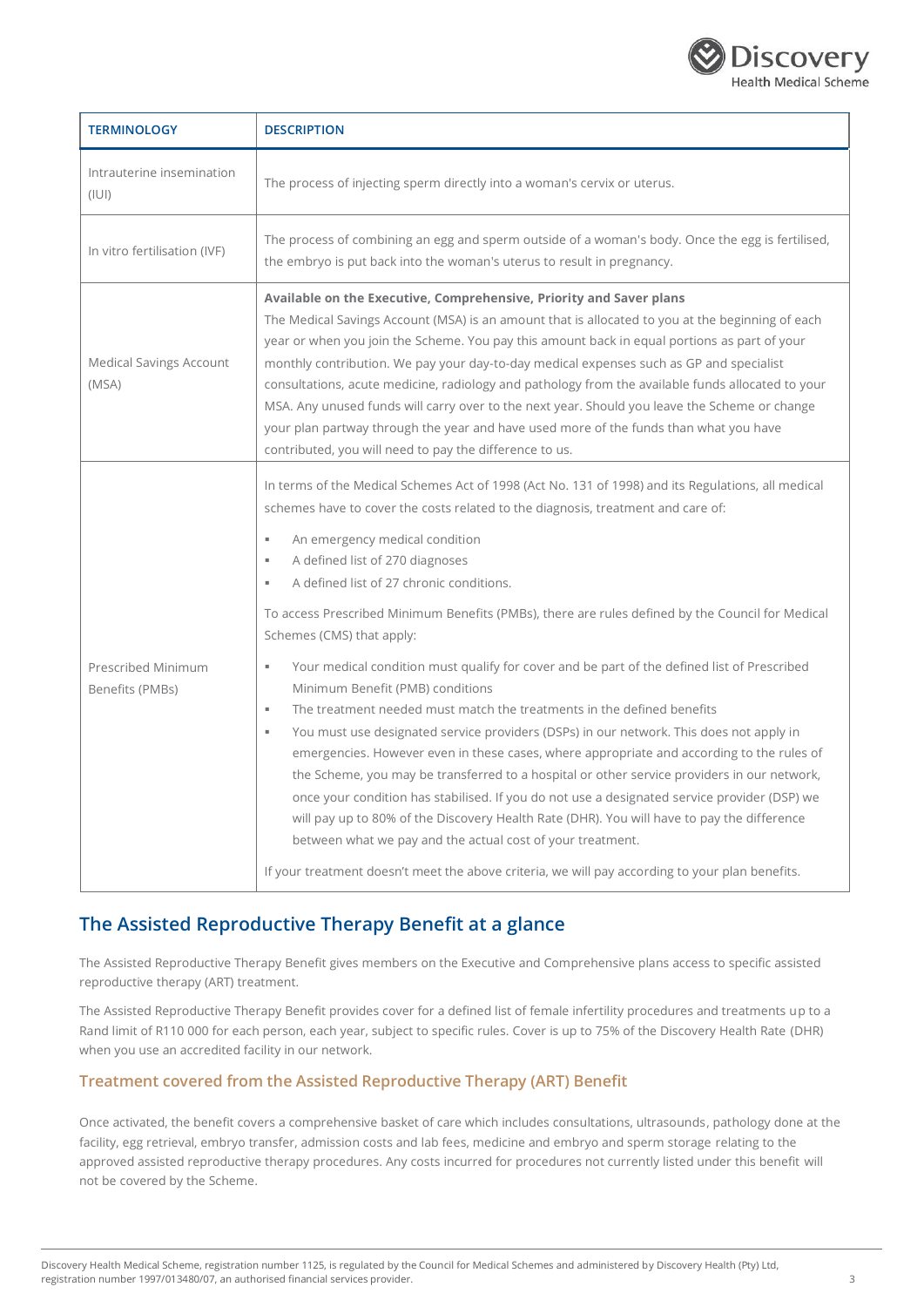| TERMINOLOGY | DESCRIPTION |
|---|---|
| Intrauterine insemination (IUI) | The process of injecting sperm directly into a woman's cervix or uterus. |
| In vitro fertilisation (IVF) | The process of combining an egg and sperm outside of a woman's body. Once the egg is fertilised, the embryo is put back into the woman's uterus to result in pregnancy. |
| Medical Savings Account (MSA) | **Available on the Executive, Comprehensive, Priority and Saver plans**<br>The Medical Savings Account (MSA) is an amount that is allocated to you at the beginning of each year or when you join the Scheme. You pay this amount back in equal portions as part of your monthly contribution. We pay your day-to-day medical expenses such as GP and specialist consultations, acute medicine, radiology and pathology from the available funds allocated to your MSA. Any unused funds will carry over to the next year. Should you leave the Scheme or change your plan partway through the year and have used more of the funds than what you have contributed, you will need to pay the difference to us. |
| Prescribed Minimum Benefits (PMBs) | In terms of the Medical Schemes Act of 1998 (Act No. 131 of 1998) and its Regulations, all medical schemes have to cover the costs related to the diagnosis, treatment and care of:<br>▪ An emergency medical condition<br>▪ A defined list of 270 diagnoses<br>▪ A defined list of 27 chronic conditions.<br>To access Prescribed Minimum Benefits (PMBs), there are rules defined by the Council for Medical Schemes (CMS) that apply:<br>▪ Your medical condition must qualify for cover and be part of the defined list of Prescribed Minimum Benefit (PMB) conditions<br>▪ The treatment needed must match the treatments in the defined benefits<br>▪ You must use designated service providers (DSPs) in our network. This does not apply in emergencies. However even in these cases, where appropriate and according to the rules of the Scheme, you may be transferred to a hospital or other service providers in our network, once your condition has stabilised. If you do not use a designated service provider (DSP) we will pay up to 80% of the Discovery Health Rate (DHR). You will have to pay the difference between what we pay and the actual cost of your treatment.<br>If your treatment doesn't meet the above criteria, we will pay according to your plan benefits. |

## The Assisted Reproductive Therapy Benefit at a glance

The Assisted Reproductive Therapy Benefit gives members on the Executive and Comprehensive plans access to specific assisted reproductive therapy (ART) treatment.

The Assisted Reproductive Therapy Benefit provides cover for a defined list of female infertility procedures and treatments up to a Rand limit of R110 000 for each person, each year, subject to specific rules. Cover is up to 75% of the Discovery Health Rate (DHR) when you use an accredited facility in our network.

### Treatment covered from the Assisted Reproductive Therapy (ART) Benefit

Once activated, the benefit covers a comprehensive basket of care which includes consultations, ultrasounds, pathology done at the facility, egg retrieval, embryo transfer, admission costs and lab fees, medicine and embryo and sperm storage relating to the approved assisted reproductive therapy procedures. Any costs incurred for procedures not currently listed under this benefit will not be covered by the Scheme.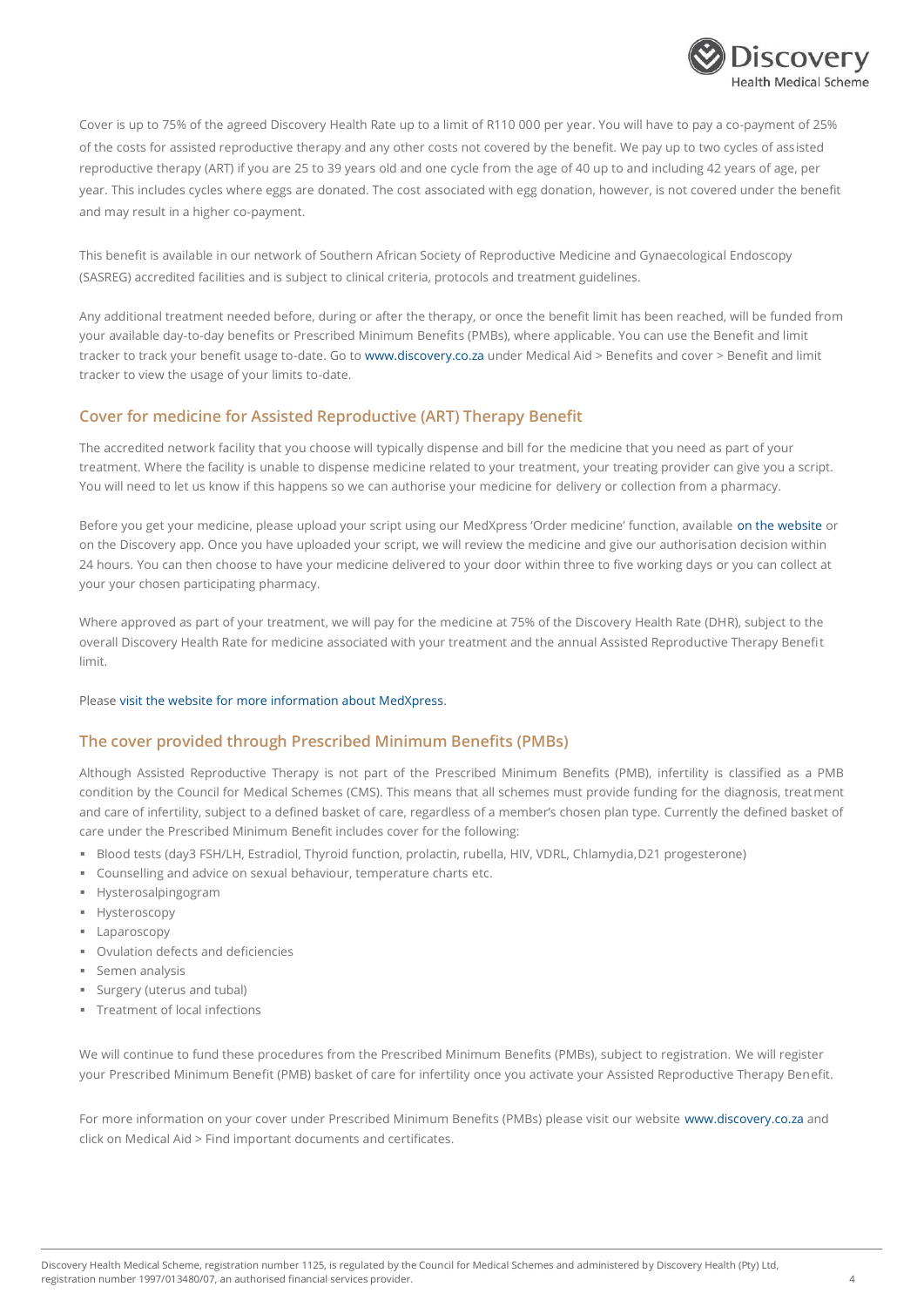Cover is up to 75% of the agreed Discovery Health Rate up to a limit of R110 000 per year. You will have to pay a co-payment of 25% of the costs for assisted reproductive therapy and any other costs not covered by the benefit. We pay up to two cycles of assisted reproductive therapy (ART) if you are 25 to 39 years old and one cycle from the age of 40 up to and including 42 years of age, per year. This includes cycles where eggs are donated. The cost associated with egg donation, however, is not covered under the benefit and may result in a higher co-payment.

This benefit is available in our network of Southern African Society of Reproductive Medicine and Gynaecological Endoscopy (SASREG) accredited facilities and is subject to clinical criteria, protocols and treatment guidelines.

Any additional treatment needed before, during or after the therapy, or once the benefit limit has been reached, will be funded from your available day-to-day benefits or Prescribed Minimum Benefits (PMBs), where applicable. You can use the Benefit and limit tracker to track your benefit usage to-date. Go to www.discovery.co.za under Medical Aid > Benefits and cover > Benefit and limit tracker to view the usage of your limits to-date.

## Cover for medicine for Assisted Reproductive (ART) Therapy Benefit

The accredited network facility that you choose will typically dispense and bill for the medicine that you need as part of your treatment. Where the facility is unable to dispense medicine related to your treatment, your treating provider can give you a script. You will need to let us know if this happens so we can authorise your medicine for delivery or collection from a pharmacy.

Before you get your medicine, please upload your script using our MedXpress 'Order medicine' function, available on the website or on the Discovery app. Once you have uploaded your script, we will review the medicine and give our authorisation decision within 24 hours. You can then choose to have your medicine delivered to your door within three to five working days or you can collect at your your chosen participating pharmacy.

Where approved as part of your treatment, we will pay for the medicine at 75% of the Discovery Health Rate (DHR), subject to the overall Discovery Health Rate for medicine associated with your treatment and the annual Assisted Reproductive Therapy Benefit limit.

Please visit the website for more information about MedXpress.

## The cover provided through Prescribed Minimum Benefits (PMBs)

Although Assisted Reproductive Therapy is not part of the Prescribed Minimum Benefits (PMB), infertility is classified as a PMB condition by the Council for Medical Schemes (CMS). This means that all schemes must provide funding for the diagnosis, treatment and care of infertility, subject to a defined basket of care, regardless of a member's chosen plan type. Currently the defined basket of care under the Prescribed Minimum Benefit includes cover for the following:

- Blood tests (day3 FSH/LH, Estradiol, Thyroid function, prolactin, rubella, HIV, VDRL, Chlamydia, D21 progesterone)
- Counselling and advice on sexual behaviour, temperature charts etc.
- Hysterosalpingogram
- Hysteroscopy
- Laparoscopy
- Ovulation defects and deficiencies
- Semen analysis
- Surgery (uterus and tubal)
- Treatment of local infections

We will continue to fund these procedures from the Prescribed Minimum Benefits (PMBs), subject to registration. We will register your Prescribed Minimum Benefit (PMB) basket of care for infertility once you activate your Assisted Reproductive Therapy Benefit.

For more information on your cover under Prescribed Minimum Benefits (PMBs) please visit our website www.discovery.co.za and click on Medical Aid > Find important documents and certificates.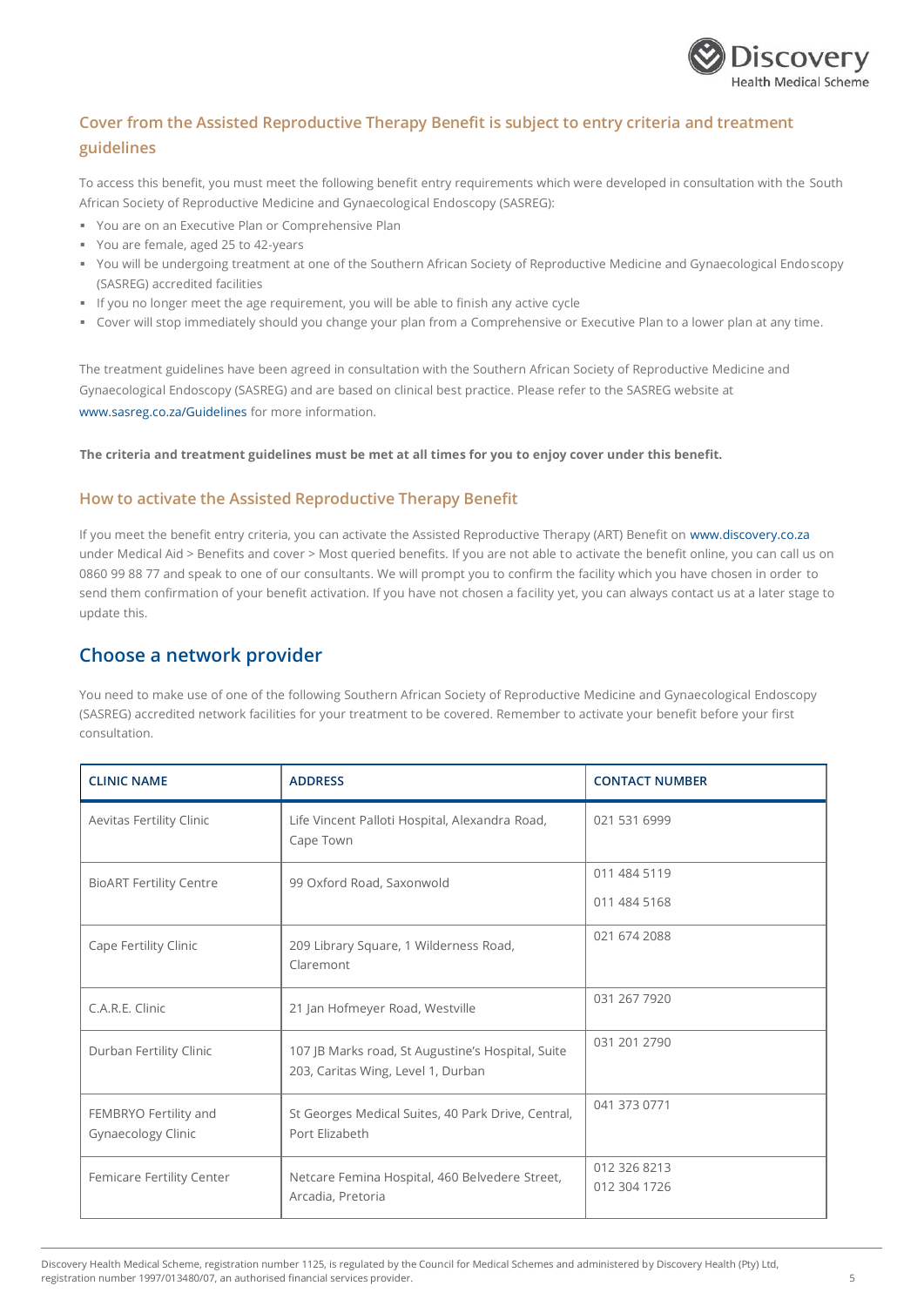## Cover from the Assisted Reproductive Therapy Benefit is subject to entry criteria and treatment guidelines

To access this benefit, you must meet the following benefit entry requirements which were developed in consultation with the South African Society of Reproductive Medicine and Gynaecological Endoscopy (SASREG):

- You are on an Executive Plan or Comprehensive Plan
- You are female, aged 25 to 42-years
- You will be undergoing treatment at one of the Southern African Society of Reproductive Medicine and Gynaecological Endoscopy (SASREG) accredited facilities
- If you no longer meet the age requirement, you will be able to finish any active cycle
- Cover will stop immediately should you change your plan from a Comprehensive or Executive Plan to a lower plan at any time.

The treatment guidelines have been agreed in consultation with the Southern African Society of Reproductive Medicine and Gynaecological Endoscopy (SASREG) and are based on clinical best practice. Please refer to the SASREG website at www.sasreg.co.za/Guidelines for more information.

**The criteria and treatment guidelines must be met at all times for you to enjoy cover under this benefit.**

### How to activate the Assisted Reproductive Therapy Benefit

If you meet the benefit entry criteria, you can activate the Assisted Reproductive Therapy (ART) Benefit on www.discovery.co.za under Medical Aid > Benefits and cover > Most queried benefits. If you are not able to activate the benefit online, you can call us on 0860 99 88 77 and speak to one of our consultants. We will prompt you to confirm the facility which you have chosen in order to send them confirmation of your benefit activation. If you have not chosen a facility yet, you can always contact us at a later stage to update this.

## Choose a network provider

You need to make use of one of the following Southern African Society of Reproductive Medicine and Gynaecological Endoscopy (SASREG) accredited network facilities for your treatment to be covered. Remember to activate your benefit before your first consultation.

| CLINIC NAME | ADDRESS | CONTACT NUMBER |
|---|---|---|
| Aevitas Fertility Clinic | Life Vincent Palloti Hospital, Alexandra Road, Cape Town | 021 531 6999 |
| BioART Fertility Centre | 99 Oxford Road, Saxonwold | 011 484 5119<br>011 484 5168 |
| Cape Fertility Clinic | 209 Library Square, 1 Wilderness Road, Claremont | 021 674 2088 |
| C.A.R.E. Clinic | 21 Jan Hofmeyer Road, Westville | 031 267 7920 |
| Durban Fertility Clinic | 107 JB Marks road, St Augustine's Hospital, Suite 203, Caritas Wing, Level 1, Durban | 031 201 2790 |
| FEMBRYO Fertility and Gynaecology Clinic | St Georges Medical Suites, 40 Park Drive, Central, Port Elizabeth | 041 373 0771 |
| Femicare Fertility Center | Netcare Femina Hospital, 460 Belvedere Street, Arcadia, Pretoria | 012 326 8213<br>012 304 1726 |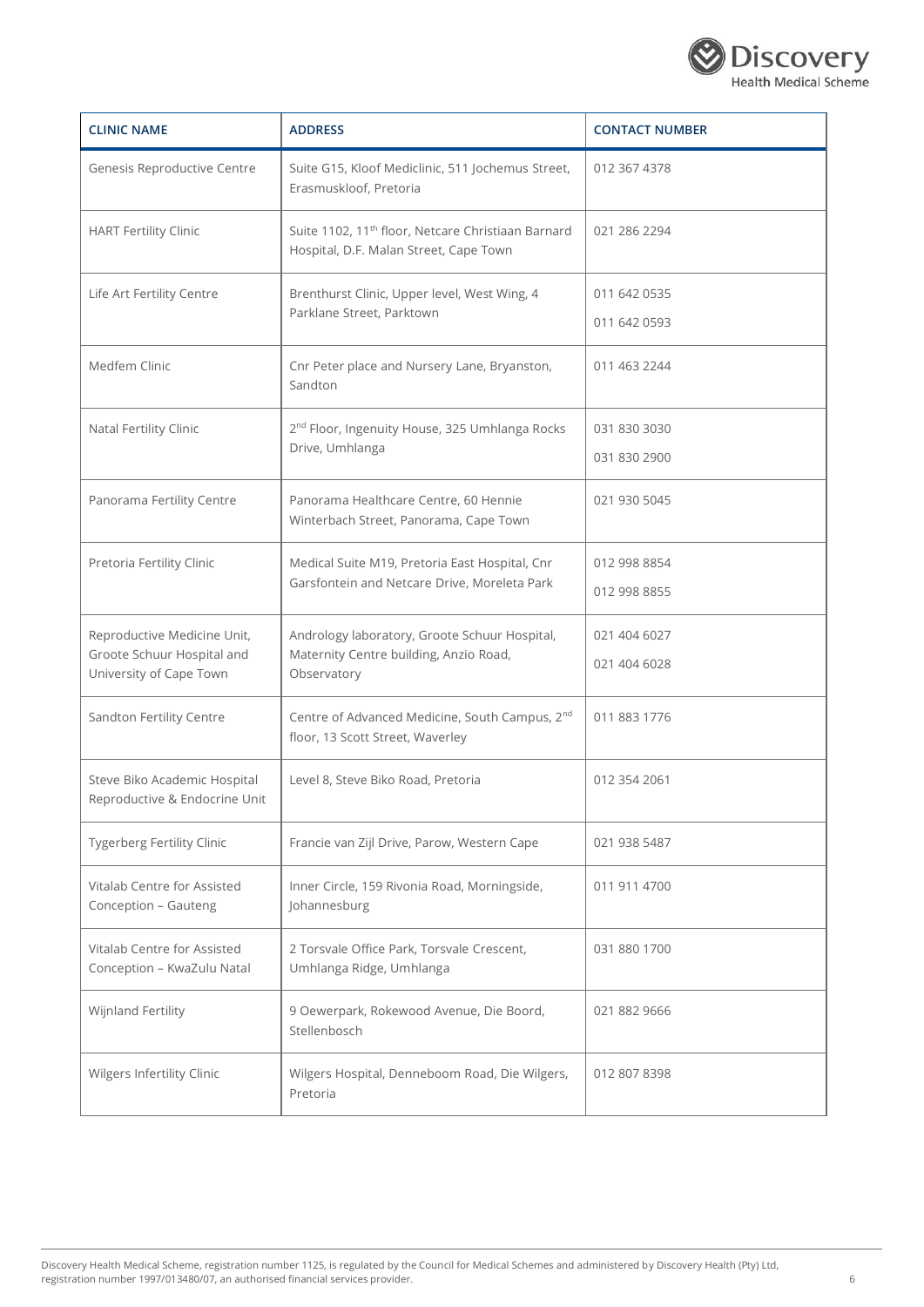| CLINIC NAME | ADDRESS | CONTACT NUMBER |
|---|---|---|
| Genesis Reproductive Centre | Suite G15, Kloof Mediclinic, 511 Jochemus Street, Erasmuskloof, Pretoria | 012 367 4378 |
| HART Fertility Clinic | Suite 1102, 11th floor, Netcare Christiaan Barnard Hospital, D.F. Malan Street, Cape Town | 021 286 2294 |
| Life Art Fertility Centre | Brenthurst Clinic, Upper level, West Wing, 4 Parklane Street, Parktown | 011 642 0535<br>011 642 0593 |
| Medfem Clinic | Cnr Peter place and Nursery Lane, Bryanston, Sandton | 011 463 2244 |
| Natal Fertility Clinic | 2nd Floor, Ingenuity House, 325 Umhlanga Rocks Drive, Umhlanga | 031 830 3030<br>031 830 2900 |
| Panorama Fertility Centre | Panorama Healthcare Centre, 60 Hennie Winterbach Street, Panorama, Cape Town | 021 930 5045 |
| Pretoria Fertility Clinic | Medical Suite M19, Pretoria East Hospital, Cnr Garsfontein and Netcare Drive, Moreleta Park | 012 998 8854<br>012 998 8855 |
| Reproductive Medicine Unit, Groote Schuur Hospital and University of Cape Town | Andrology laboratory, Groote Schuur Hospital, Maternity Centre building, Anzio Road, Observatory | 021 404 6027<br>021 404 6028 |
| Sandton Fertility Centre | Centre of Advanced Medicine, South Campus, 2nd floor, 13 Scott Street, Waverley | 011 883 1776 |
| Steve Biko Academic Hospital Reproductive & Endocrine Unit | Level 8, Steve Biko Road, Pretoria | 012 354 2061 |
| Tygerberg Fertility Clinic | Francie van Zijl Drive, Parow, Western Cape | 021 938 5487 |
| Vitalab Centre for Assisted Conception – Gauteng | Inner Circle, 159 Rivonia Road, Morningside, Johannesburg | 011 911 4700 |
| Vitalab Centre for Assisted Conception – KwaZulu Natal | 2 Torsvale Office Park, Torsvale Crescent, Umhlanga Ridge, Umhlanga | 031 880 1700 |
| Wijnland Fertility | 9 Oewerpark, Rokewood Avenue, Die Boord, Stellenbosch | 021 882 9666 |
| Wilgers Infertility Clinic | Wilgers Hospital, Denneboom Road, Die Wilgers, Pretoria | 012 807 8398 |

Discovery Health Medical Scheme, registration number 1125, is regulated by the Council for Medical Schemes and administered by Discovery Health (Pty) Ltd, registration number 1997/013480/07, an authorised financial services provider.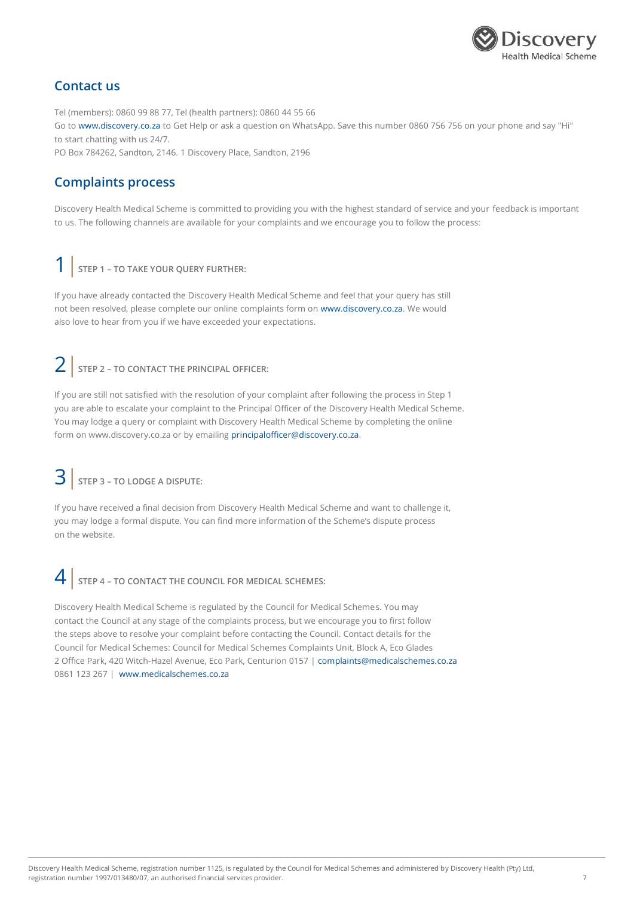## Contact us

Tel (members): 0860 99 88 77, Tel (health partners): 0860 44 55 66

Go to www.discovery.co.za to Get Help or ask a question on WhatsApp. Save this number 0860 756 756 on your phone and say "Hi" to start chatting with us 24/7.

PO Box 784262, Sandton, 2146. 1 Discovery Place, Sandton, 2196

## Complaints process

Discovery Health Medical Scheme is committed to providing you with the highest standard of service and your feedback is important to us. The following channels are available for your complaints and we encourage you to follow the process:

### 1 | STEP 1 – TO TAKE YOUR QUERY FURTHER:

If you have already contacted the Discovery Health Medical Scheme and feel that your query has still not been resolved, please complete our online complaints form on www.discovery.co.za. We would also love to hear from you if we have exceeded your expectations.

### 2 | STEP 2 – TO CONTACT THE PRINCIPAL OFFICER:

If you are still not satisfied with the resolution of your complaint after following the process in Step 1 you are able to escalate your complaint to the Principal Officer of the Discovery Health Medical Scheme. You may lodge a query or complaint with Discovery Health Medical Scheme by completing the online form on www.discovery.co.za or by emailing principalofficer@discovery.co.za.

### 3 | STEP 3 – TO LODGE A DISPUTE:

If you have received a final decision from Discovery Health Medical Scheme and want to challenge it, you may lodge a formal dispute. You can find more information of the Scheme's dispute process on the website.

### 4 | STEP 4 – TO CONTACT THE COUNCIL FOR MEDICAL SCHEMES:

Discovery Health Medical Scheme is regulated by the Council for Medical Schemes. You may contact the Council at any stage of the complaints process, but we encourage you to first follow the steps above to resolve your complaint before contacting the Council. Contact details for the Council for Medical Schemes: Council for Medical Schemes Complaints Unit, Block A, Eco Glades 2 Office Park, 420 Witch-Hazel Avenue, Eco Park, Centurion 0157 | complaints@medicalschemes.co.za 0861 123 267 | www.medicalschemes.co.za

Discovery Health Medical Scheme, registration number 1125, is regulated by the Council for Medical Schemes and administered by Discovery Health (Pty) Ltd, registration number 1997/013480/07, an authorised financial services provider.